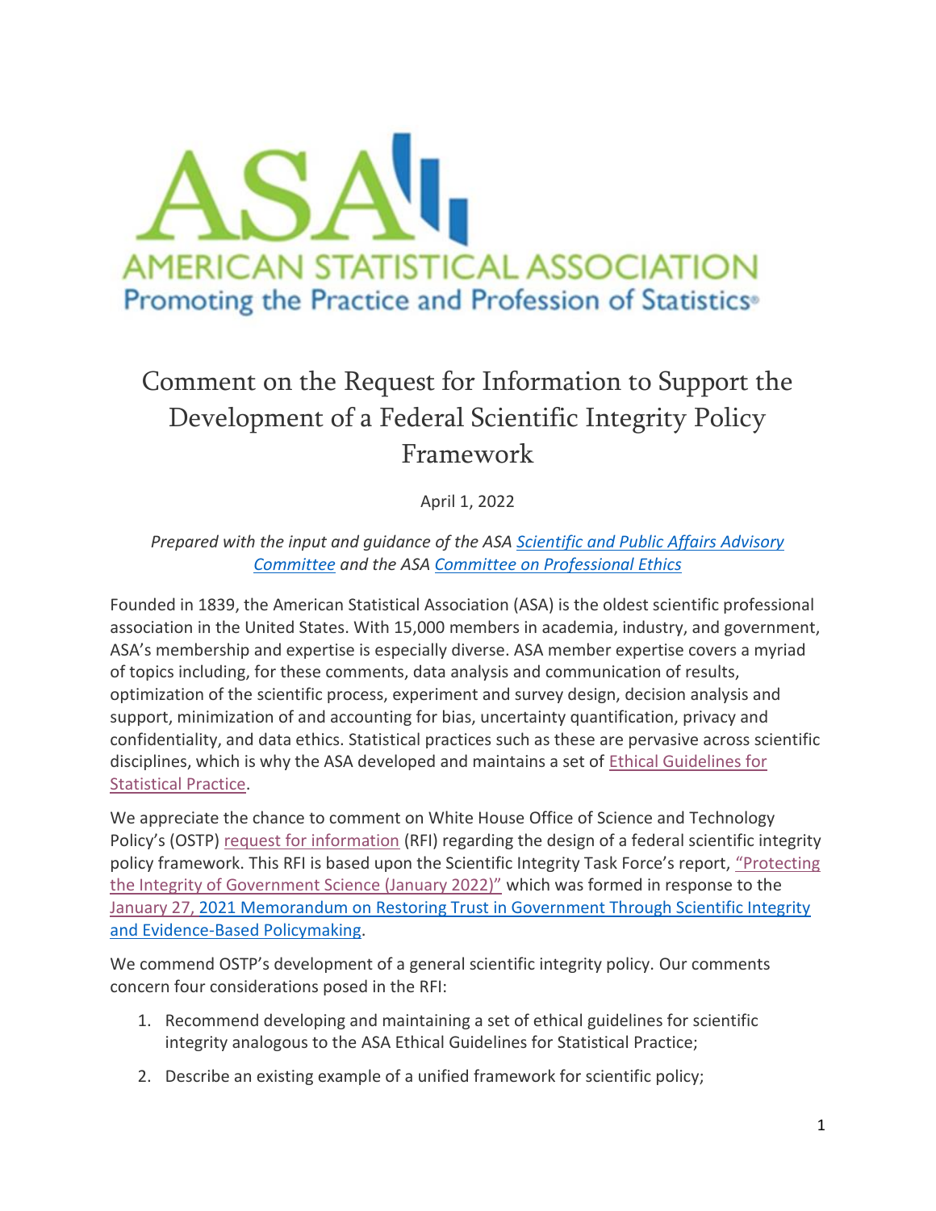# AMERICAN STATISTICAL ASSOCIATION

Promoting the Practice and Profession of Statistics®

## Comment on the Request for Information to Support the Development of a Federal Scientific Integrity Policy Framework

April 1, 2022

*Prepared with the input and guidance of the ASA Scientific and Public Affairs Advisory Committee and the ASA Committee on Professional Ethics*

Founded in 1839, the American Statistical Association (ASA) is the oldest scientific professional association in the United States. With 15,000 members in academia, industry, and government, ASA's membership and expertise is especially diverse. ASA member expertise covers a myriad of topics including, for these comments, data analysis and communication of results, optimization of the scientific process, experiment and survey design, decision analysis and support, minimization of and accounting for bias, uncertainty quantification, privacy and confidentiality, and data ethics. Statistical practices such as these are pervasive across scientific disciplines, which is why the ASA developed and maintains a set of Ethical Guidelines for Statistical Practice.

We appreciate the chance to comment on White House Office of Science and Technology Policy's (OSTP) request for information (RFI) regarding the design of a federal scientific integrity policy framework. This RFI is based upon the Scientific Integrity Task Force's report, "Protecting the Integrity of Government Science (January 2022)" which was formed in response to the January 27, 2021 Memorandum on Restoring Trust in Government Through Scientific Integrity and Evidence-Based Policymaking.

We commend OSTP's development of a general scientific integrity policy. Our comments concern four considerations posed in the RFI:

1. Recommend developing and maintaining a set of ethical guidelines for scientific integrity analogous to the ASA Ethical Guidelines for Statistical Practice;
2. Describe an existing example of a unified framework for scientific policy;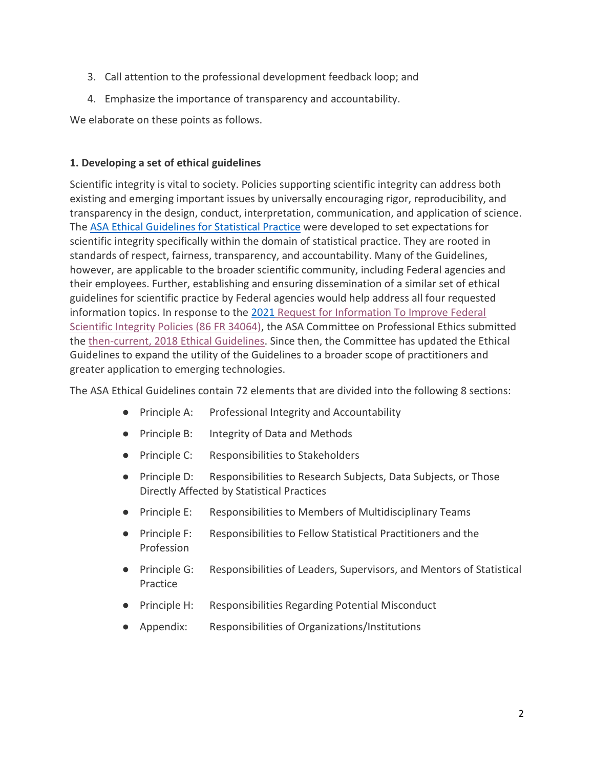3. Call attention to the professional development feedback loop; and
4. Emphasize the importance of transparency and accountability.

We elaborate on these points as follows.

**1. Developing a set of ethical guidelines**

Scientific integrity is vital to society. Policies supporting scientific integrity can address both existing and emerging important issues by universally encouraging rigor, reproducibility, and transparency in the design, conduct, interpretation, communication, and application of science. The ASA Ethical Guidelines for Statistical Practice were developed to set expectations for scientific integrity specifically within the domain of statistical practice. They are rooted in standards of respect, fairness, transparency, and accountability. Many of the Guidelines, however, are applicable to the broader scientific community, including Federal agencies and their employees. Further, establishing and ensuring dissemination of a similar set of ethical guidelines for scientific practice by Federal agencies would help address all four requested information topics. In response to the 2021 Request for Information To Improve Federal Scientific Integrity Policies (86 FR 34064), the ASA Committee on Professional Ethics submitted the then-current, 2018 Ethical Guidelines. Since then, the Committee has updated the Ethical Guidelines to expand the utility of the Guidelines to a broader scope of practitioners and greater application to emerging technologies.

The ASA Ethical Guidelines contain 72 elements that are divided into the following 8 sections:

- Principle A: Professional Integrity and Accountability
- Principle B: Integrity of Data and Methods
- Principle C: Responsibilities to Stakeholders
- Principle D: Responsibilities to Research Subjects, Data Subjects, or Those Directly Affected by Statistical Practices
- Principle E: Responsibilities to Members of Multidisciplinary Teams
- Principle F: Responsibilities to Fellow Statistical Practitioners and the Profession
- Principle G: Responsibilities of Leaders, Supervisors, and Mentors of Statistical Practice
- Principle H: Responsibilities Regarding Potential Misconduct
- Appendix: Responsibilities of Organizations/Institutions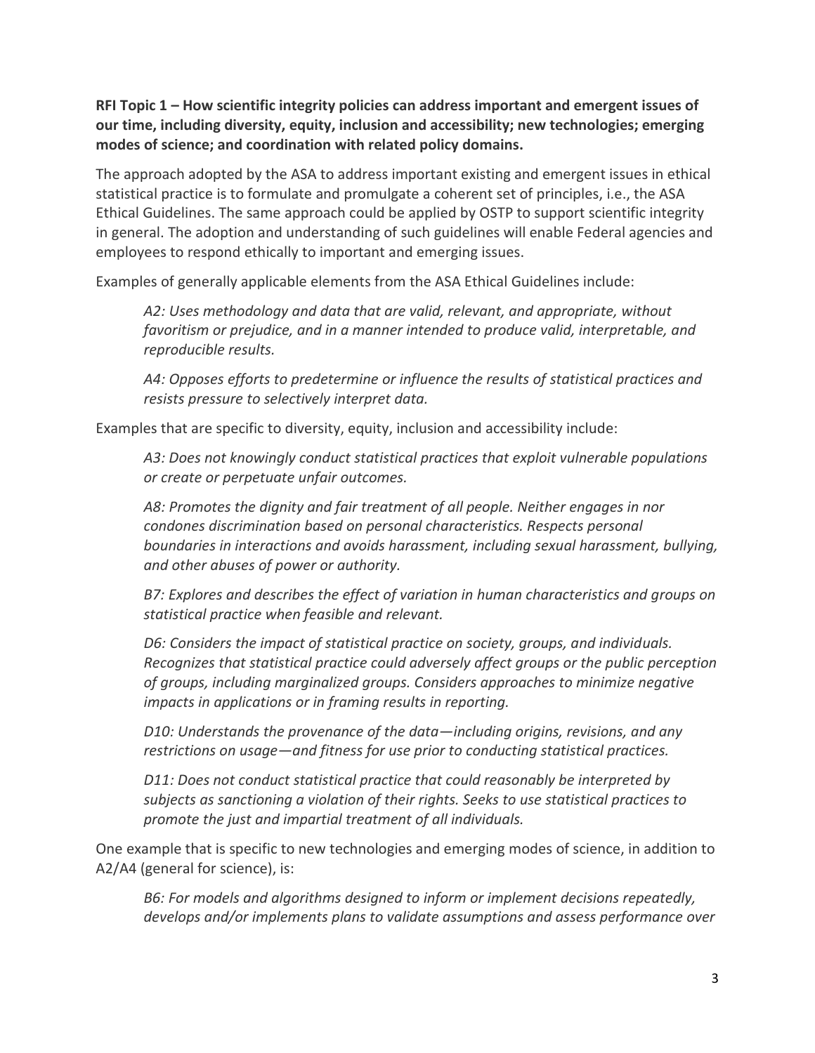**RFI Topic 1 – How scientific integrity policies can address important and emergent issues of our time, including diversity, equity, inclusion and accessibility; new technologies; emerging modes of science; and coordination with related policy domains.**

The approach adopted by the ASA to address important existing and emergent issues in ethical statistical practice is to formulate and promulgate a coherent set of principles, i.e., the ASA Ethical Guidelines. The same approach could be applied by OSTP to support scientific integrity in general. The adoption and understanding of such guidelines will enable Federal agencies and employees to respond ethically to important and emerging issues.

Examples of generally applicable elements from the ASA Ethical Guidelines include:

> *A2: Uses methodology and data that are valid, relevant, and appropriate, without favoritism or prejudice, and in a manner intended to produce valid, interpretable, and reproducible results.*
>
> *A4: Opposes efforts to predetermine or influence the results of statistical practices and resists pressure to selectively interpret data.*

Examples that are specific to diversity, equity, inclusion and accessibility include:

> *A3: Does not knowingly conduct statistical practices that exploit vulnerable populations or create or perpetuate unfair outcomes.*
>
> *A8: Promotes the dignity and fair treatment of all people. Neither engages in nor condones discrimination based on personal characteristics. Respects personal boundaries in interactions and avoids harassment, including sexual harassment, bullying, and other abuses of power or authority.*
>
> *B7: Explores and describes the effect of variation in human characteristics and groups on statistical practice when feasible and relevant.*
>
> *D6: Considers the impact of statistical practice on society, groups, and individuals. Recognizes that statistical practice could adversely affect groups or the public perception of groups, including marginalized groups. Considers approaches to minimize negative impacts in applications or in framing results in reporting.*
>
> *D10: Understands the provenance of the data—including origins, revisions, and any restrictions on usage—and fitness for use prior to conducting statistical practices.*
>
> *D11: Does not conduct statistical practice that could reasonably be interpreted by subjects as sanctioning a violation of their rights. Seeks to use statistical practices to promote the just and impartial treatment of all individuals.*

One example that is specific to new technologies and emerging modes of science, in addition to A2/A4 (general for science), is:

> *B6: For models and algorithms designed to inform or implement decisions repeatedly, develops and/or implements plans to validate assumptions and assess performance over*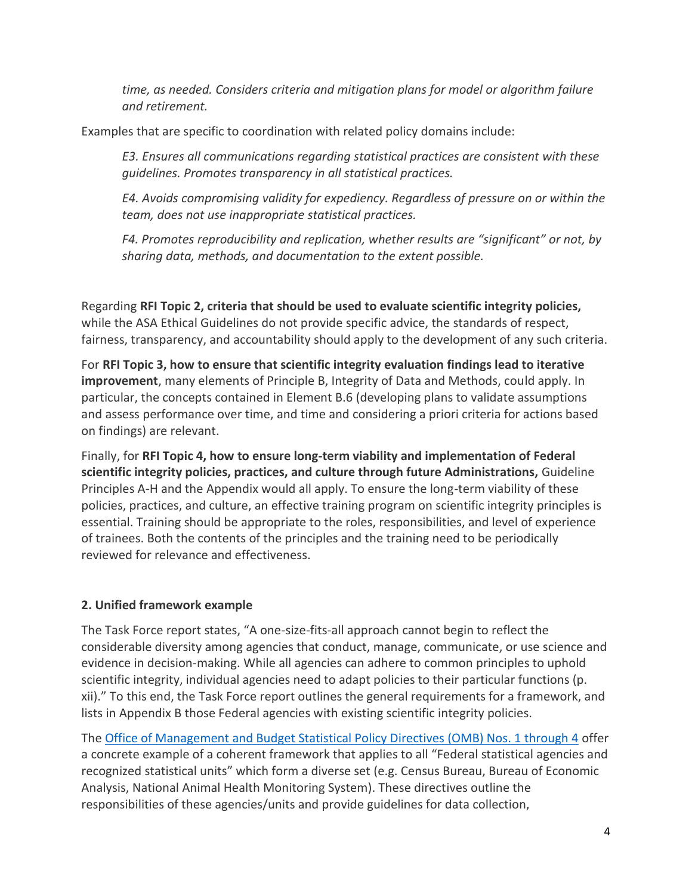*time, as needed. Considers criteria and mitigation plans for model or algorithm failure and retirement.*

Examples that are specific to coordination with related policy domains include:

> *E3. Ensures all communications regarding statistical practices are consistent with these guidelines. Promotes transparency in all statistical practices.*
>
> *E4. Avoids compromising validity for expediency. Regardless of pressure on or within the team, does not use inappropriate statistical practices.*
>
> *F4. Promotes reproducibility and replication, whether results are "significant" or not, by sharing data, methods, and documentation to the extent possible.*

Regarding **RFI Topic 2, criteria that should be used to evaluate scientific integrity policies,** while the ASA Ethical Guidelines do not provide specific advice, the standards of respect, fairness, transparency, and accountability should apply to the development of any such criteria.

For **RFI Topic 3, how to ensure that scientific integrity evaluation findings lead to iterative improvement**, many elements of Principle B, Integrity of Data and Methods, could apply. In particular, the concepts contained in Element B.6 (developing plans to validate assumptions and assess performance over time, and time and considering a priori criteria for actions based on findings) are relevant.

Finally, for **RFI Topic 4, how to ensure long-term viability and implementation of Federal scientific integrity policies, practices, and culture through future Administrations,** Guideline Principles A-H and the Appendix would all apply. To ensure the long-term viability of these policies, practices, and culture, an effective training program on scientific integrity principles is essential. Training should be appropriate to the roles, responsibilities, and level of experience of trainees. Both the contents of the principles and the training need to be periodically reviewed for relevance and effectiveness.

### 2. Unified framework example

The Task Force report states, "A one-size-fits-all approach cannot begin to reflect the considerable diversity among agencies that conduct, manage, communicate, or use science and evidence in decision-making. While all agencies can adhere to common principles to uphold scientific integrity, individual agencies need to adapt policies to their particular functions (p. xii)." To this end, the Task Force report outlines the general requirements for a framework, and lists in Appendix B those Federal agencies with existing scientific integrity policies.

The Office of Management and Budget Statistical Policy Directives (OMB) Nos. 1 through 4 offer a concrete example of a coherent framework that applies to all "Federal statistical agencies and recognized statistical units" which form a diverse set (e.g. Census Bureau, Bureau of Economic Analysis, National Animal Health Monitoring System). These directives outline the responsibilities of these agencies/units and provide guidelines for data collection,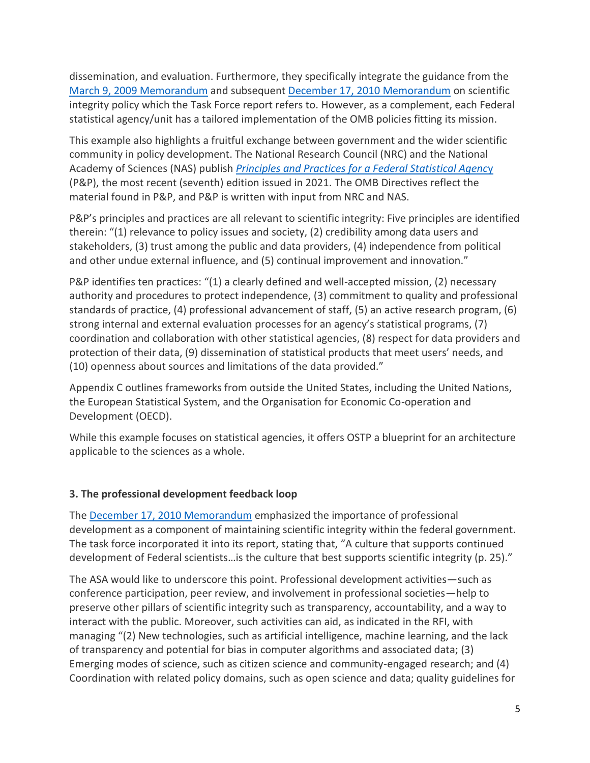dissemination, and evaluation. Furthermore, they specifically integrate the guidance from the [March 9, 2009 Memorandum](#) and subsequent [December 17, 2010 Memorandum](#) on scientific integrity policy which the Task Force report refers to. However, as a complement, each Federal statistical agency/unit has a tailored implementation of the OMB policies fitting its mission.

This example also highlights a fruitful exchange between government and the wider scientific community in policy development. The National Research Council (NRC) and the National Academy of Sciences (NAS) publish [*Principles and Practices for a Federal Statistical Agency*](#) (P&P), the most recent (seventh) edition issued in 2021. The OMB Directives reflect the material found in P&P, and P&P is written with input from NRC and NAS.

P&P's principles and practices are all relevant to scientific integrity: Five principles are identified therein: "(1) relevance to policy issues and society, (2) credibility among data users and stakeholders, (3) trust among the public and data providers, (4) independence from political and other undue external influence, and (5) continual improvement and innovation."

P&P identifies ten practices: "(1) a clearly defined and well-accepted mission, (2) necessary authority and procedures to protect independence, (3) commitment to quality and professional standards of practice, (4) professional advancement of staff, (5) an active research program, (6) strong internal and external evaluation processes for an agency's statistical programs, (7) coordination and collaboration with other statistical agencies, (8) respect for data providers and protection of their data, (9) dissemination of statistical products that meet users' needs, and (10) openness about sources and limitations of the data provided."

Appendix C outlines frameworks from outside the United States, including the United Nations, the European Statistical System, and the Organisation for Economic Co-operation and Development (OECD).

While this example focuses on statistical agencies, it offers OSTP a blueprint for an architecture applicable to the sciences as a whole.

### 3. The professional development feedback loop

The [December 17, 2010 Memorandum](#) emphasized the importance of professional development as a component of maintaining scientific integrity within the federal government. The task force incorporated it into its report, stating that, "A culture that supports continued development of Federal scientists…is the culture that best supports scientific integrity (p. 25)."

The ASA would like to underscore this point. Professional development activities—such as conference participation, peer review, and involvement in professional societies—help to preserve other pillars of scientific integrity such as transparency, accountability, and a way to interact with the public. Moreover, such activities can aid, as indicated in the RFI, with managing "(2) New technologies, such as artificial intelligence, machine learning, and the lack of transparency and potential for bias in computer algorithms and associated data; (3) Emerging modes of science, such as citizen science and community-engaged research; and (4) Coordination with related policy domains, such as open science and data; quality guidelines for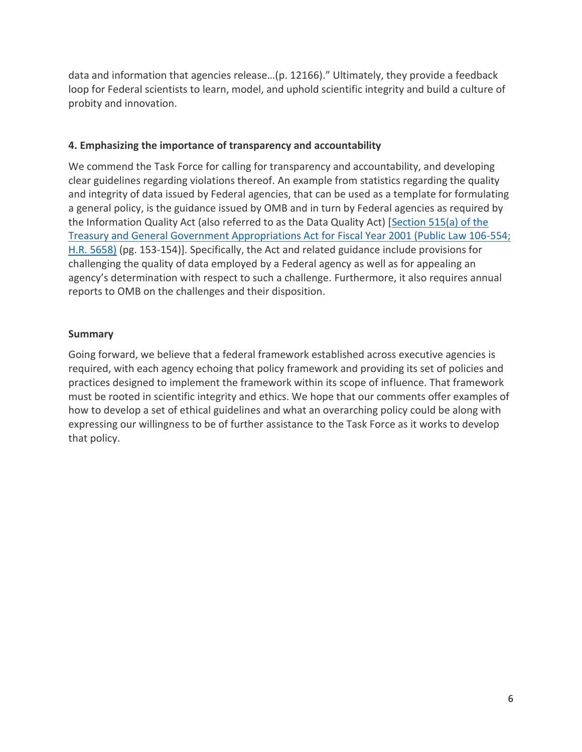data and information that agencies release…(p. 12166)." Ultimately, they provide a feedback loop for Federal scientists to learn, model, and uphold scientific integrity and build a culture of probity and innovation.

**4. Emphasizing the importance of transparency and accountability**

We commend the Task Force for calling for transparency and accountability, and developing clear guidelines regarding violations thereof. An example from statistics regarding the quality and integrity of data issued by Federal agencies, that can be used as a template for formulating a general policy, is the guidance issued by OMB and in turn by Federal agencies as required by the Information Quality Act (also referred to as the Data Quality Act) [Section 515(a) of the Treasury and General Government Appropriations Act for Fiscal Year 2001 (Public Law 106-554; H.R. 5658) (pg. 153-154)]. Specifically, the Act and related guidance include provisions for challenging the quality of data employed by a Federal agency as well as for appealing an agency's determination with respect to such a challenge. Furthermore, it also requires annual reports to OMB on the challenges and their disposition.

**Summary**

Going forward, we believe that a federal framework established across executive agencies is required, with each agency echoing that policy framework and providing its set of policies and practices designed to implement the framework within its scope of influence. That framework must be rooted in scientific integrity and ethics. We hope that our comments offer examples of how to develop a set of ethical guidelines and what an overarching policy could be along with expressing our willingness to be of further assistance to the Task Force as it works to develop that policy.